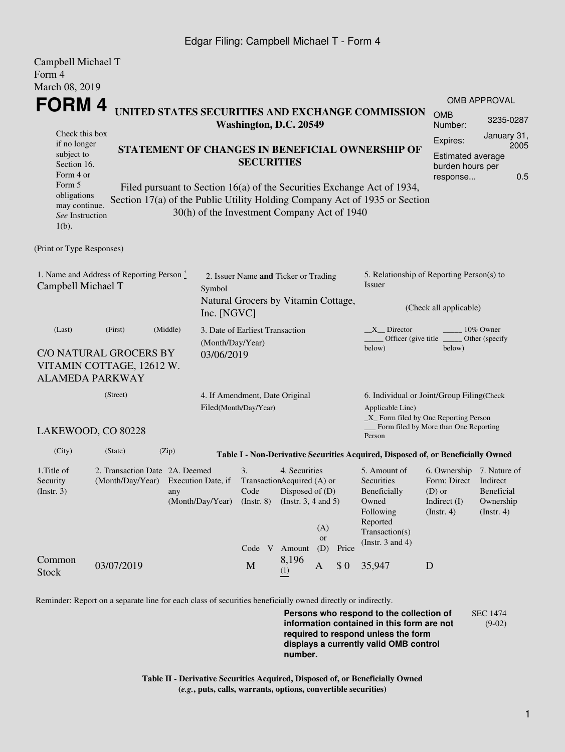Edgar Filing: Campbell Michael T - Form 4

Campbell Michael T
Form 4
March 08, 2019

# FORM 4

## UNITED STATES SECURITIES AND EXCHANGE COMMISSION
**Washington, D.C. 20549**

| OMB APPROVAL | |
|---|---|
| OMB Number: | 3235-0287 |
| Expires: | January 31, 2005 |
| Estimated average burden hours per response... | 0.5 |

Check this box if no longer subject to Section 16. Form 4 or Form 5 obligations may continue. *See* Instruction 1(b).

## STATEMENT OF CHANGES IN BENEFICIAL OWNERSHIP OF SECURITIES

Filed pursuant to Section 16(a) of the Securities Exchange Act of 1934, Section 17(a) of the Public Utility Holding Company Act of 1935 or Section 30(h) of the Investment Company Act of 1940

(Print or Type Responses)

1. Name and Address of Reporting Person *
Campbell Michael T

(Last) (First) (Middle)

C/O NATURAL GROCERS BY VITAMIN COTTAGE, 12612 W. ALAMEDA PARKWAY

(Street)

LAKEWOOD, CO 80228

(City) (State) (Zip)

2. Issuer Name **and** Ticker or Trading Symbol
Natural Grocers by Vitamin Cottage, Inc. [NGVC]

3. Date of Earliest Transaction (Month/Day/Year)
03/06/2019

4. If Amendment, Date Original Filed(Month/Day/Year)

5. Relationship of Reporting Person(s) to Issuer

(Check all applicable)

\_X\_\_ Director
\_\_\_\_\_ 10% Owner
\_\_\_\_\_ Officer (give title below)
\_\_\_\_\_ Other (specify below)

6. Individual or Joint/Group Filing(Check Applicable Line)
\_X\_ Form filed by One Reporting Person
\_\_\_ Form filed by More than One Reporting Person

**Table I - Non-Derivative Securities Acquired, Disposed of, or Beneficially Owned**

| 1.Title of Security (Instr. 3) | 2. Transaction Date (Month/Day/Year) | 2A. Deemed Execution Date, if any (Month/Day/Year) | 3. Transaction Code (Instr. 8) | | 4. Securities Acquired (A) or Disposed of (D) (Instr. 3, 4 and 5) | | | 5. Amount of Securities Beneficially Owned Following Reported Transaction(s) (Instr. 3 and 4) | 6. Ownership Form: Direct (D) or Indirect (I) (Instr. 4) | 7. Nature of Indirect Beneficial Ownership (Instr. 4) |
|---|---|---|---|---|---|---|---|---|---|---|
| | | | Code | V | Amount | (A) or (D) | Price | | | |
| Common Stock | 03/07/2019 | | M | | 8,196 (1) | A | $ 0 | 35,947 | D | |

Reminder: Report on a separate line for each class of securities beneficially owned directly or indirectly.

**Persons who respond to the collection of information contained in this form are not required to respond unless the form displays a currently valid OMB control number.**

SEC 1474 (9-02)

**Table II - Derivative Securities Acquired, Disposed of, or Beneficially Owned**
**(*e.g.*, puts, calls, warrants, options, convertible securities)**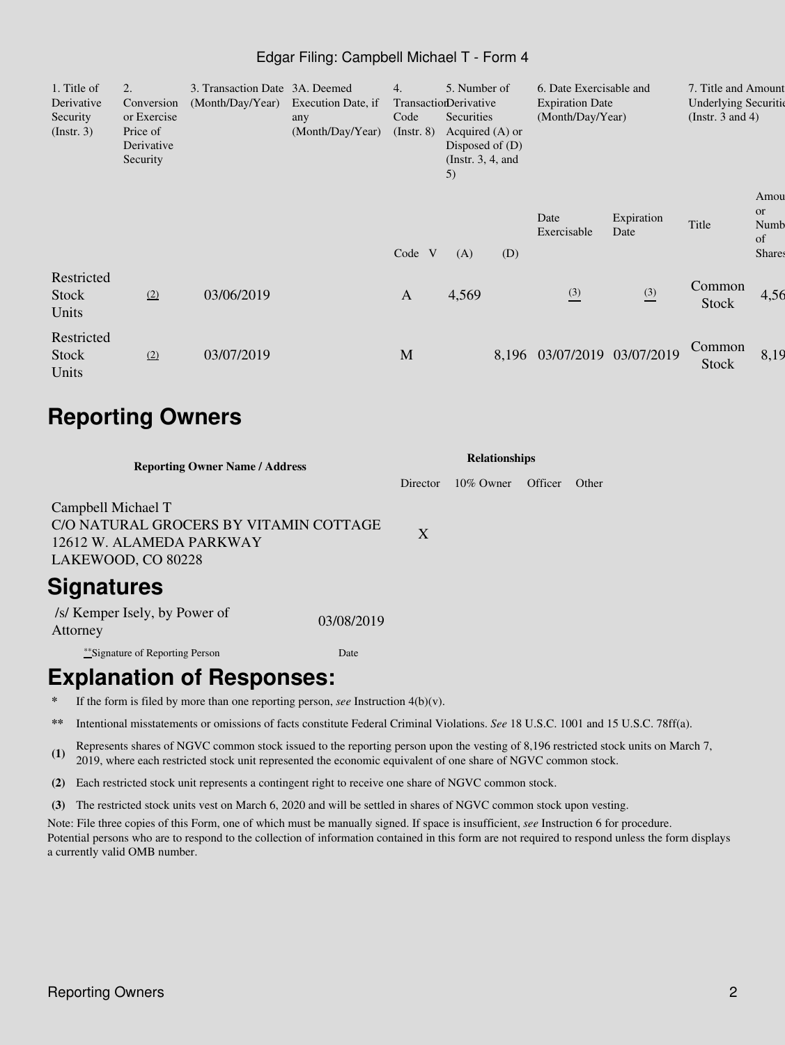| 1. Title of Derivative Security (Instr. 3) | 2. Conversion or Exercise Price of Derivative Security | 3. Transaction Date (Month/Day/Year) | 3A. Deemed Execution Date, if any (Month/Day/Year) | 4. Transaction Code (Instr. 8) | | 5. Number of Derivative Securities Acquired (A) or Disposed of (D) (Instr. 3, 4, and 5) | | 6. Date Exercisable and Expiration Date (Month/Day/Year) | | 7. Title and Amount Underlying Securities (Instr. 3 and 4) | |
|---|---|---|---|---|---|---|---|---|---|---|---|
| | | | | Code | V | (A) | (D) | Date Exercisable | Expiration Date | Title | Amount or Number of Shares |
| Restricted Stock Units | (2) | 03/06/2019 | | A | | 4,569 | | (3) | (3) | Common Stock | 4,56 |
| Restricted Stock Units | (2) | 03/07/2019 | | M | | | 8,196 | 03/07/2019 | 03/07/2019 | Common Stock | 8,19 |

# Reporting Owners

| Reporting Owner Name / Address | Relationships | | | |
|---|---|---|---|---|
| | Director | 10% Owner | Officer | Other |
| Campbell Michael T<br>C/O NATURAL GROCERS BY VITAMIN COTTAGE<br>12612 W. ALAMEDA PARKWAY<br>LAKEWOOD, CO 80228 | X | | | |

# Signatures

| | |
|---|---|
| /s/ Kemper Isely, by Power of Attorney | 03/08/2019 |
| **Signature of Reporting Person | Date |

# Explanation of Responses:

\* If the form is filed by more than one reporting person, *see* Instruction 4(b)(v).

** Intentional misstatements or omissions of facts constitute Federal Criminal Violations. *See* 18 U.S.C. 1001 and 15 U.S.C. 78ff(a).

**(1)** Represents shares of NGVC common stock issued to the reporting person upon the vesting of 8,196 restricted stock units on March 7, 2019, where each restricted stock unit represented the economic equivalent of one share of NGVC common stock.

**(2)** Each restricted stock unit represents a contingent right to receive one share of NGVC common stock.

**(3)** The restricted stock units vest on March 6, 2020 and will be settled in shares of NGVC common stock upon vesting.

Note: File three copies of this Form, one of which must be manually signed. If space is insufficient, *see* Instruction 6 for procedure.
Potential persons who are to respond to the collection of information contained in this form are not required to respond unless the form displays a currently valid OMB number.